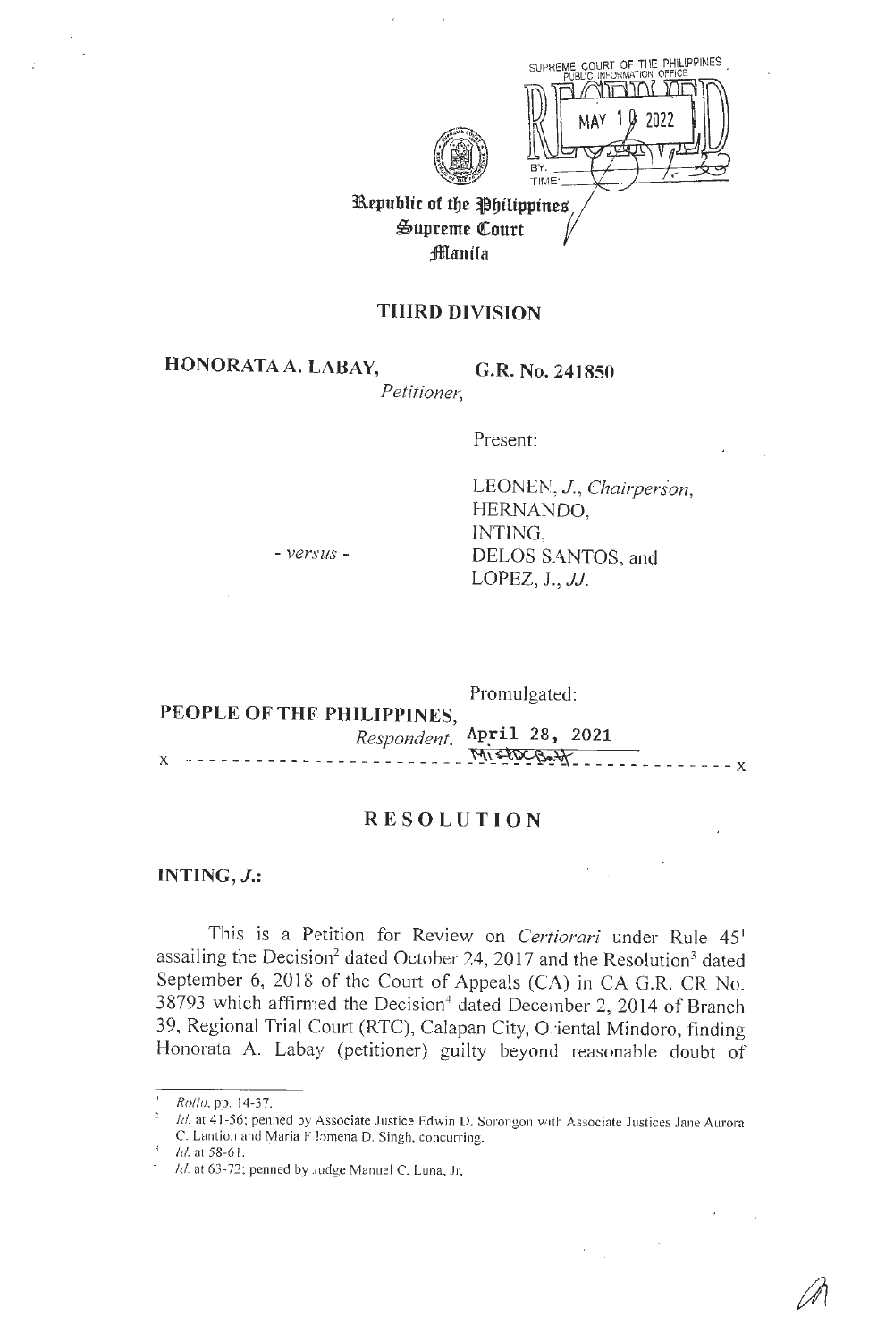SUPREME COURT OF THE PHILIPPINES
PUBLIC INFORMATION OFFICE
RECEIVED
MAY 10 2022
BY:
TIME:

Republic of the Philippines
Supreme Court
Manila

## THIRD DIVISION

**HONORATA A. LABAY,**
*Petitioner,*

**G.R. No. 241850**

Present:

LEONEN, *J., Chairperson,*
HERNANDO,
INTING,
DELOS SANTOS, and
LOPEZ, J., *JJ.*

\- *versus* -

**PEOPLE OF THE PHILIPPINES,**
*Respondent.*

Promulgated:
April 28, 2021

x - - - - - - - - - - - - - - - - - - - - - - - - - - - - - - - - - - - - - - - - - - x

## RESOLUTION

**INTING, *J.*:**

This is a Petition for Review on *Certiorari* under Rule 45[1] assailing the Decision[2] dated October 24, 2017 and the Resolution[3] dated September 6, 2018 of the Court of Appeals (CA) in CA G.R. CR No. 38793 which affirmed the Decision[4] dated December 2, 2014 of Branch 39, Regional Trial Court (RTC), Calapan City, Oriental Mindoro, finding Honorata A. Labay (petitioner) guilty beyond reasonable doubt of

---

[1] *Rollo*, pp. 14-37.

[2] *Id.* at 41-56; penned by Associate Justice Edwin D. Sorongon with Associate Justices Jane Aurora C. Lantion and Maria Filomena D. Singh, concurring.

[3] *Id.* at 58-61.

[4] *Id.* at 63-72; penned by Judge Manuel C. Luna, Jr.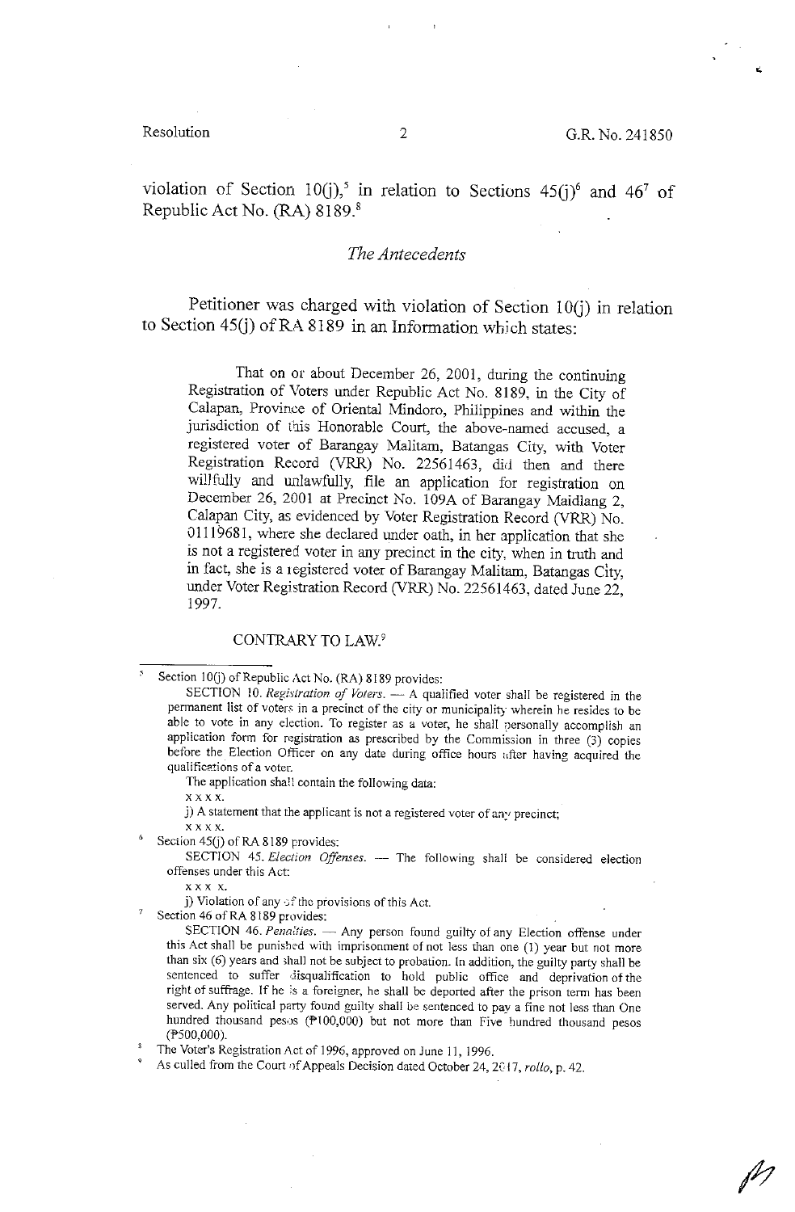violation of Section 10(j),[5] in relation to Sections 45(j)[6] and 46[7] of Republic Act No. (RA) 8189.[8]

## *The Antecedents*

Petitioner was charged with violation of Section 10(j) in relation to Section 45(j) of RA 8189 in an Information which states:

> That on or about December 26, 2001, during the continuing Registration of Voters under Republic Act No. 8189, in the City of Calapan, Province of Oriental Mindoro, Philippines and within the jurisdiction of this Honorable Court, the above-named accused, a registered voter of Barangay Malitam, Batangas City, with Voter Registration Record (VRR) No. 22561463, did then and there willfully and unlawfully, file an application for registration on December 26, 2001 at Precinct No. 109A of Barangay Maidlang 2, Calapan City, as evidenced by Voter Registration Record (VRR) No. 01119681, where she declared under oath, in her application that she is not a registered voter in any precinct in the city, when in truth and in fact, she is a registered voter of Barangay Malitam, Batangas City, under Voter Registration Record (VRR) No. 22561463, dated June 22, 1997.
>
> CONTRARY TO LAW.[9]

---

[5] Section 10(j) of Republic Act No. (RA) 8189 provides:

SECTION 10. *Registration of Voters.* — A qualified voter shall be registered in the permanent list of voters in a precinct of the city or municipality wherein he resides to be able to vote in any election. To register as a voter, he shall personally accomplish an application form for registration as prescribed by the Commission in three (3) copies before the Election Officer on any date during office hours after having acquired the qualifications of a voter.

The application shall contain the following data:

x x x x.

j) A statement that the applicant is not a registered voter of any precinct;

x x x x.

[6] Section 45(j) of RA 8189 provides:

SECTION 45. *Election Offenses.* — The following shall be considered election offenses under this Act:

x x x x.

j) Violation of any of the provisions of this Act.

[7] Section 46 of RA 8189 provides:

SECTION 46. *Penalties.* — Any person found guilty of any Election offense under this Act shall be punished with imprisonment of not less than one (1) year but not more than six (6) years and shall not be subject to probation. In addition, the guilty party shall be sentenced to suffer disqualification to hold public office and deprivation of the right of suffrage. If he is a foreigner, he shall be deported after the prison term has been served. Any political party found guilty shall be sentenced to pay a fine not less than One hundred thousand pesos (₱100,000) but not more than Five hundred thousand pesos (₱500,000).

[8] The Voter's Registration Act of 1996, approved on June 11, 1996.

[9] As culled from the Court of Appeals Decision dated October 24, 2017, *rollo*, p. 42.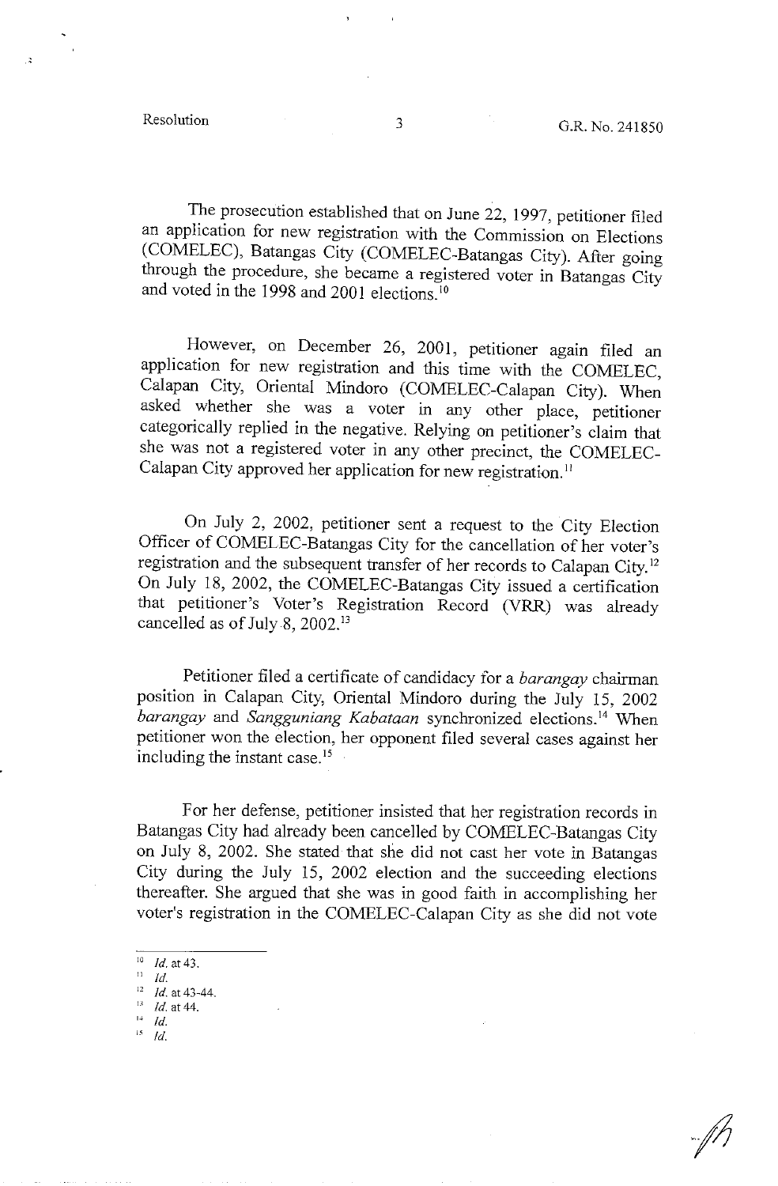The prosecution established that on June 22, 1997, petitioner filed an application for new registration with the Commission on Elections (COMELEC), Batangas City (COMELEC-Batangas City). After going through the procedure, she became a registered voter in Batangas City and voted in the 1998 and 2001 elections.[10]

However, on December 26, 2001, petitioner again filed an application for new registration and this time with the COMELEC, Calapan City, Oriental Mindoro (COMELEC-Calapan City). When asked whether she was a voter in any other place, petitioner categorically replied in the negative. Relying on petitioner's claim that she was not a registered voter in any other precinct, the COMELEC-Calapan City approved her application for new registration.[11]

On July 2, 2002, petitioner sent a request to the City Election Officer of COMELEC-Batangas City for the cancellation of her voter's registration and the subsequent transfer of her records to Calapan City.[12] On July 18, 2002, the COMELEC-Batangas City issued a certification that petitioner's Voter's Registration Record (VRR) was already cancelled as of July 8, 2002.[13]

Petitioner filed a certificate of candidacy for a *barangay* chairman position in Calapan City, Oriental Mindoro during the July 15, 2002 *barangay* and *Sangguniang Kabataan* synchronized elections.[14] When petitioner won the election, her opponent filed several cases against her including the instant case.[15]

For her defense, petitioner insisted that her registration records in Batangas City had already been cancelled by COMELEC-Batangas City on July 8, 2002. She stated that she did not cast her vote in Batangas City during the July 15, 2002 election and the succeeding elections thereafter. She argued that she was in good faith in accomplishing her voter's registration in the COMELEC-Calapan City as she did not vote

---

[10] *Id.* at 43.

[11] *Id.*

[12] *Id.* at 43-44.

[13] *Id.* at 44.

[14] *Id.*

[15] *Id.*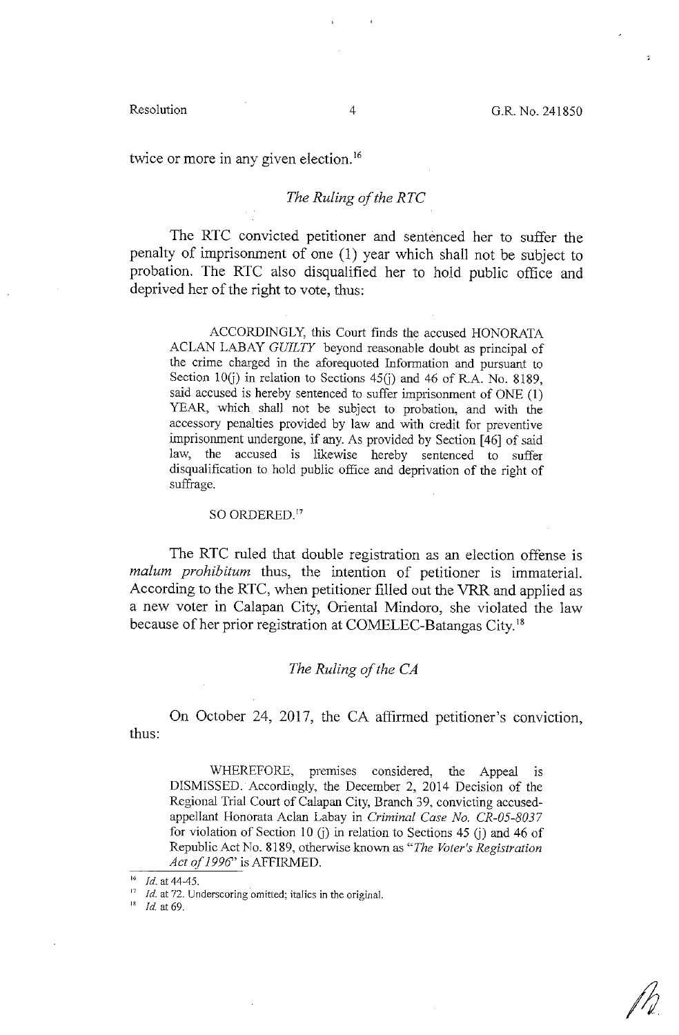twice or more in any given election.[16]

### *The Ruling of the RTC*

The RTC convicted petitioner and sentenced her to suffer the penalty of imprisonment of one (1) year which shall not be subject to probation. The RTC also disqualified her to hold public office and deprived her of the right to vote, thus:

> ACCORDINGLY, this Court finds the accused HONORATA ACLAN LABAY *GUILTY* beyond reasonable doubt as principal of the crime charged in the aforequoted Information and pursuant to Section 10(j) in relation to Sections 45(j) and 46 of R.A. No. 8189, said accused is hereby sentenced to suffer imprisonment of ONE (1) YEAR, which shall not be subject to probation, and with the accessory penalties provided by law and with credit for preventive imprisonment undergone, if any. As provided by Section [46] of said law, the accused is likewise hereby sentenced to suffer disqualification to hold public office and deprivation of the right of suffrage.
>
> SO ORDERED.[17]

The RTC ruled that double registration as an election offense is *malum prohibitum* thus, the intention of petitioner is immaterial. According to the RTC, when petitioner filled out the VRR and applied as a new voter in Calapan City, Oriental Mindoro, she violated the law because of her prior registration at COMELEC-Batangas City.[18]

### *The Ruling of the CA*

On October 24, 2017, the CA affirmed petitioner's conviction, thus:

> WHEREFORE, premises considered, the Appeal is DISMISSED. Accordingly, the December 2, 2014 Decision of the Regional Trial Court of Calapan City, Branch 39, convicting accused-appellant Honorata Aclan Labay in *Criminal Case No. CR-05-8037* for violation of Section 10 (j) in relation to Sections 45 (j) and 46 of Republic Act No. 8189, otherwise known as "*The Voter's Registration Act of 1996*" is AFFIRMED.

---

[16] *Id.* at 44-45.

[17] *Id.* at 72. Underscoring omitted; italics in the original.

[18] *Id.* at 69.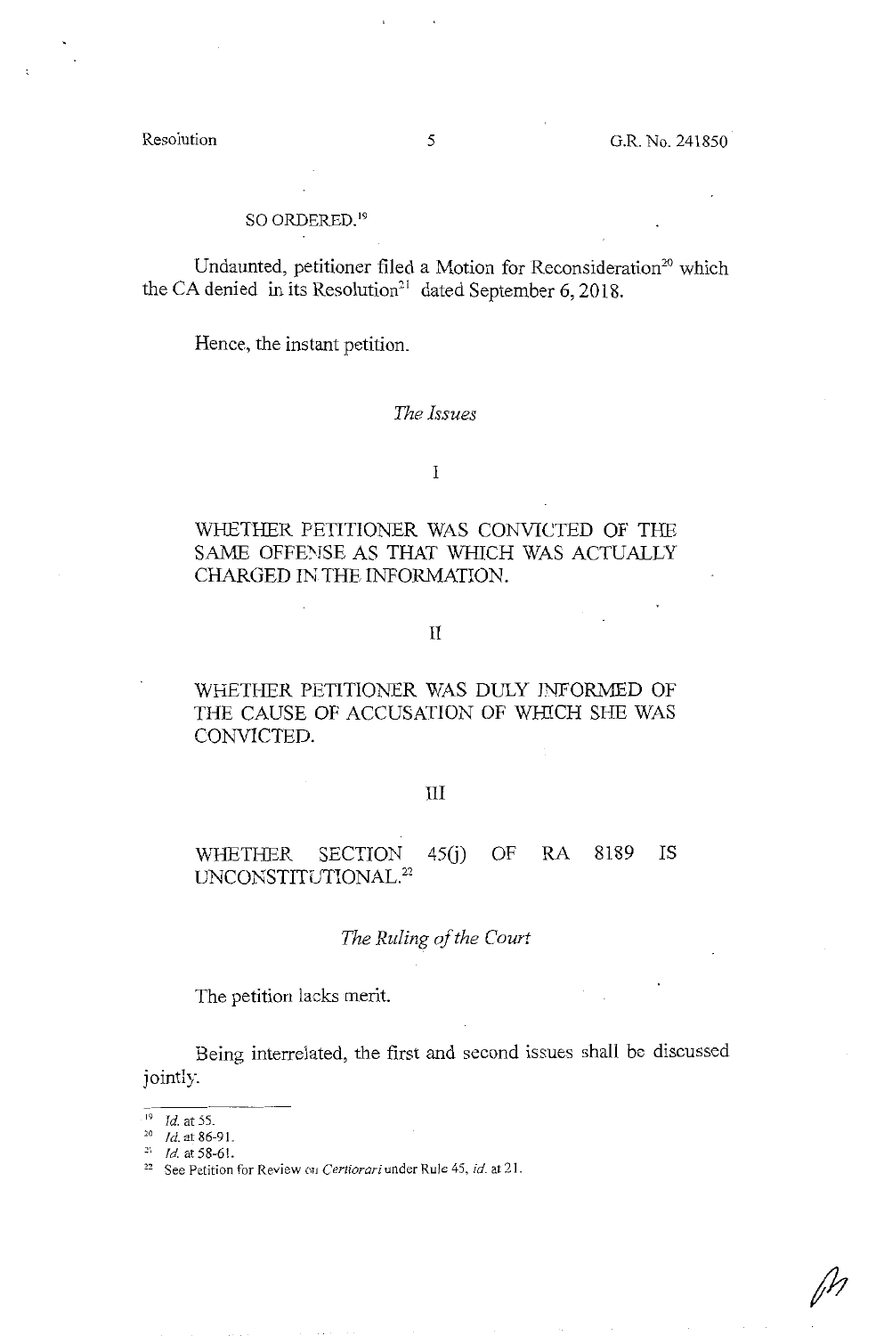SO ORDERED.[19]

Undaunted, petitioner filed a Motion for Reconsideration[20] which the CA denied in its Resolution[21] dated September 6, 2018.

Hence, the instant petition.

## *The Issues*

I

WHETHER PETITIONER WAS CONVICTED OF THE SAME OFFENSE AS THAT WHICH WAS ACTUALLY CHARGED IN THE INFORMATION.

II

WHETHER PETITIONER WAS DULY INFORMED OF THE CAUSE OF ACCUSATION OF WHICH SHE WAS CONVICTED.

III

WHETHER SECTION 45(j) OF RA 8189 IS UNCONSTITUTIONAL.[22]

## *The Ruling of the Court*

The petition lacks merit.

Being interrelated, the first and second issues shall be discussed jointly.

---

[19] *Id.* at 55.

[20] *Id.* at 86-91.

[21] *Id.* at 58-61.

[22] See Petition for Review on *Certiorari* under Rule 45, *id.* at 21.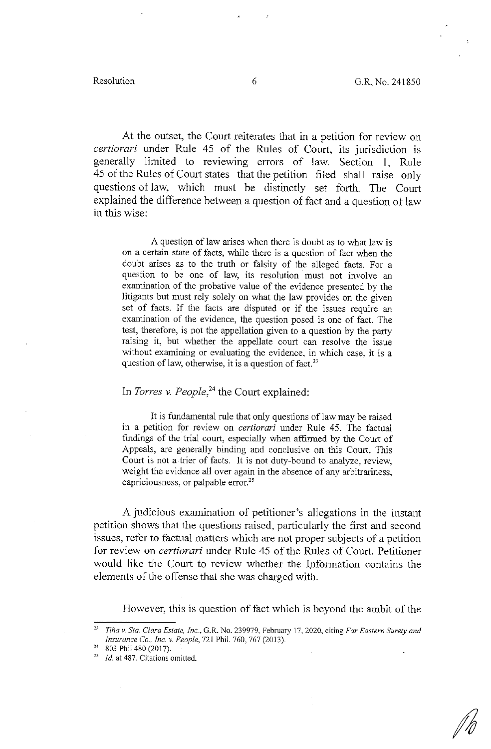At the outset, the Court reiterates that in a petition for review on *certiorari* under Rule 45 of the Rules of Court, its jurisdiction is generally limited to reviewing errors of law. Section 1, Rule 45 of the Rules of Court states that the petition filed shall raise only questions of law, which must be distinctly set forth. The Court explained the difference between a question of fact and a question of law in this wise:

> A question of law arises when there is doubt as to what law is on a certain state of facts, while there is a question of fact when the doubt arises as to the truth or falsity of the alleged facts. For a question to be one of law, its resolution must not involve an examination of the probative value of the evidence presented by the litigants but must rely solely on what the law provides on the given set of facts. If the facts are disputed or if the issues require an examination of the evidence, the question posed is one of fact. The test, therefore, is not the appellation given to a question by the party raising it, but whether the appellate court can resolve the issue without examining or evaluating the evidence, in which case, it is a question of law, otherwise, it is a question of fact.[23]

In *Torres v. People*,[24] the Court explained:

> It is fundamental rule that only questions of law may be raised in a petition for review on *certiorari* under Rule 45. The factual findings of the trial court, especially when affirmed by the Court of Appeals, are generally binding and conclusive on this Court. This Court is not a trier of facts. It is not duty-bound to analyze, review, weight the evidence all over again in the absence of any arbitrariness, capriciousness, or palpable error.[25]

A judicious examination of petitioner's allegations in the instant petition shows that the questions raised, particularly the first and second issues, refer to factual matters which are not proper subjects of a petition for review on *certiorari* under Rule 45 of the Rules of Court. Petitioner would like the Court to review whether the Information contains the elements of the offense that she was charged with.

However, this is question of fact which is beyond the ambit of the

---

[23] *Tiña v. Sta. Clara Estate, Inc.*, G.R. No. 239979, February 17, 2020, citing *Far Eastern Surety and Insurance Co., Inc. v. People*, 721 Phil. 760, 767 (2013).

[24] 803 Phil 480 (2017).

[25] *Id.* at 487. Citations omitted.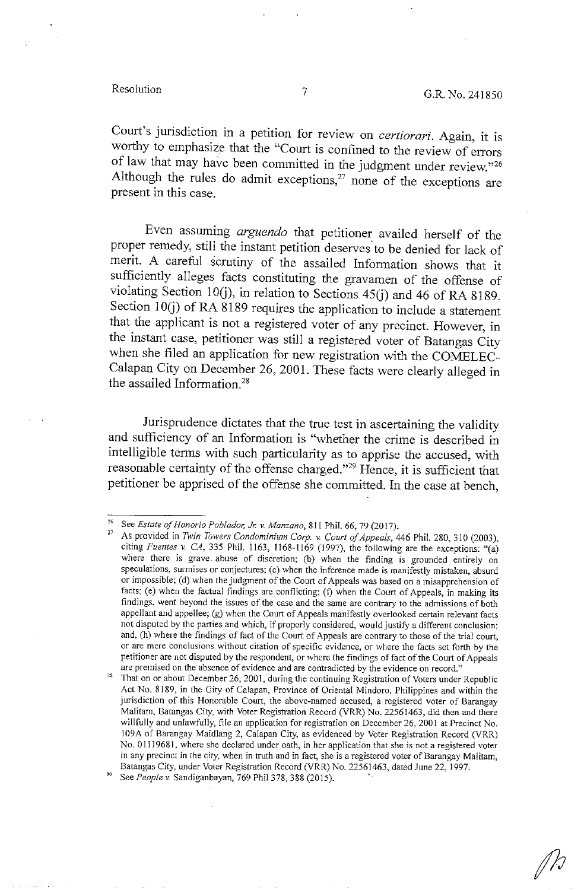Court's jurisdiction in a petition for review on *certiorari*. Again, it is worthy to emphasize that the "Court is confined to the review of errors of law that may have been committed in the judgment under review."[26] Although the rules do admit exceptions,[27] none of the exceptions are present in this case.

Even assuming *arguendo* that petitioner availed herself of the proper remedy, still the instant petition deserves to be denied for lack of merit. A careful scrutiny of the assailed Information shows that it sufficiently alleges facts constituting the gravamen of the offense of violating Section 10(j), in relation to Sections 45(j) and 46 of RA 8189. Section 10(j) of RA 8189 requires the application to include a statement that the applicant is not a registered voter of any precinct. However, in the instant case, petitioner was still a registered voter of Batangas City when she filed an application for new registration with the COMELEC-Calapan City on December 26, 2001. These facts were clearly alleged in the assailed Information.[28]

Jurisprudence dictates that the true test in ascertaining the validity and sufficiency of an Information is "whether the crime is described in intelligible terms with such particularity as to apprise the accused, with reasonable certainty of the offense charged."[29] Hence, it is sufficient that petitioner be apprised of the offense she committed. In the case at bench,

---

[26] See *Estate of Honorio Poblador, Jr. v. Manzano*, 811 Phil. 66, 79 (2017).

[27] As provided in *Twin Towers Condominium Corp. v. Court of Appeals*, 446 Phil. 280, 310 (2003), citing *Fuentes v. CA*, 335 Phil. 1163, 1168-1169 (1997), the following are the exceptions: "(a) where there is grave abuse of discretion; (b) when the finding is grounded entirely on speculations, surmises or conjectures; (c) when the inference made is manifestly mistaken, absurd or impossible; (d) when the judgment of the Court of Appeals was based on a misapprehension of facts; (e) when the factual findings are conflicting; (f) when the Court of Appeals, in making its findings, went beyond the issues of the case and the same are contrary to the admissions of both appellant and appellee; (g) when the Court of Appeals manifestly overlooked certain relevant facts not disputed by the parties and which, if properly considered, would justify a different conclusion; and, (h) where the findings of fact of the Court of Appeals are contrary to those of the trial court, or are mere conclusions without citation of specific evidence, or where the facts set forth by the petitioner are not disputed by the respondent, or where the findings of fact of the Court of Appeals are premised on the absence of evidence and are contradicted by the evidence on record."

[28] That on or about December 26, 2001, during the continuing Registration of Voters under Republic Act No. 8189, in the City of Calapan, Province of Oriental Mindoro, Philippines and within the jurisdiction of this Honorable Court, the above-named accused, a registered voter of Barangay Malitam, Batangas City, with Voter Registration Record (VRR) No. 22561463, did then and there willfully and unlawfully, file an application for registration on December 26, 2001 at Precinct No. 109A of Barangay Maidlang 2, Calapan City, as evidenced by Voter Registration Record (VRR) No. 01119681, where she declared under oath, in her application that she is not a registered voter in any precinct in the city, when in truth and in fact, she is a registered voter of Barangay Malitam, Batangas City, under Voter Registration Record (VRR) No. 22561463, dated June 22, 1997.

[29] See *People v.* Sandiganbayan, 769 Phil 378, 388 (2015).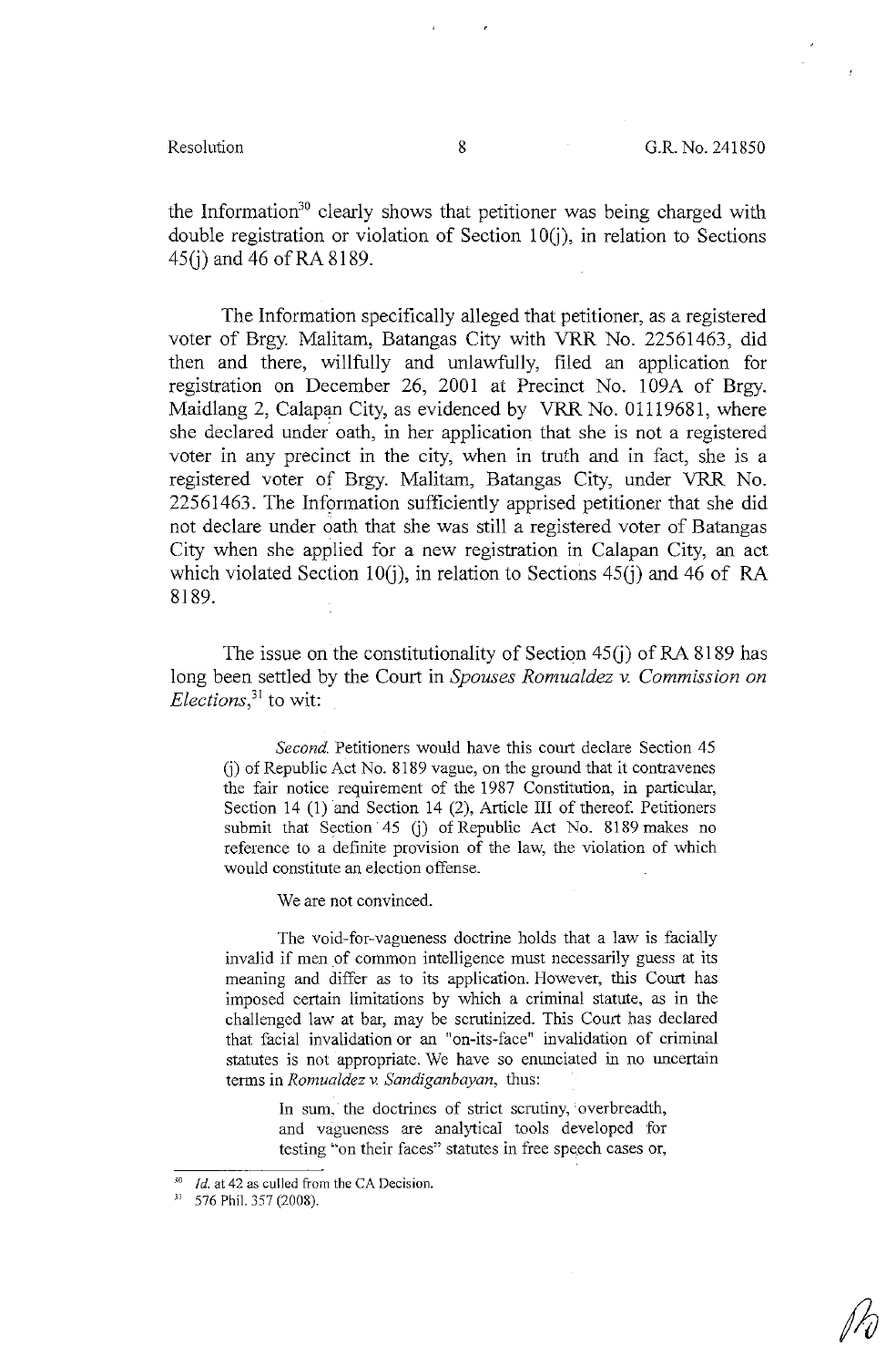the Information[30] clearly shows that petitioner was being charged with double registration or violation of Section 10(j), in relation to Sections 45(j) and 46 of RA 8189.

The Information specifically alleged that petitioner, as a registered voter of Brgy. Malitam, Batangas City with VRR No. 22561463, did then and there, willfully and unlawfully, filed an application for registration on December 26, 2001 at Precinct No. 109A of Brgy. Maidlang 2, Calapan City, as evidenced by VRR No. 01119681, where she declared under oath, in her application that she is not a registered voter in any precinct in the city, when in truth and in fact, she is a registered voter of Brgy. Malitam, Batangas City, under VRR No. 22561463. The Information sufficiently apprised petitioner that she did not declare under oath that she was still a registered voter of Batangas City when she applied for a new registration in Calapan City, an act which violated Section 10(j), in relation to Sections 45(j) and 46 of RA 8189.

The issue on the constitutionality of Section 45(j) of RA 8189 has long been settled by the Court in *Spouses Romualdez v. Commission on Elections*,[31] to wit:

> *Second.* Petitioners would have this court declare Section 45 (j) of Republic Act No. 8189 vague, on the ground that it contravenes the fair notice requirement of the 1987 Constitution, in particular, Section 14 (1) and Section 14 (2), Article III of thereof. Petitioners submit that Section 45 (j) of Republic Act No. 8189 makes no reference to a definite provision of the law, the violation of which would constitute an election offense.
>
> We are not convinced.
>
> The void-for-vagueness doctrine holds that a law is facially invalid if men of common intelligence must necessarily guess at its meaning and differ as to its application. However, this Court has imposed certain limitations by which a criminal statute, as in the challenged law at bar, may be scrutinized. This Court has declared that facial invalidation or an "on-its-face" invalidation of criminal statutes is not appropriate. We have so enunciated in no uncertain terms in *Romualdez v. Sandiganbayan*, thus:
>
> > In sum, the doctrines of strict scrutiny, overbreadth, and vagueness are analytical tools developed for testing "on their faces" statutes in free speech cases or,

---

[30] *Id.* at 42 as culled from the CA Decision.

[31] 576 Phil. 357 (2008).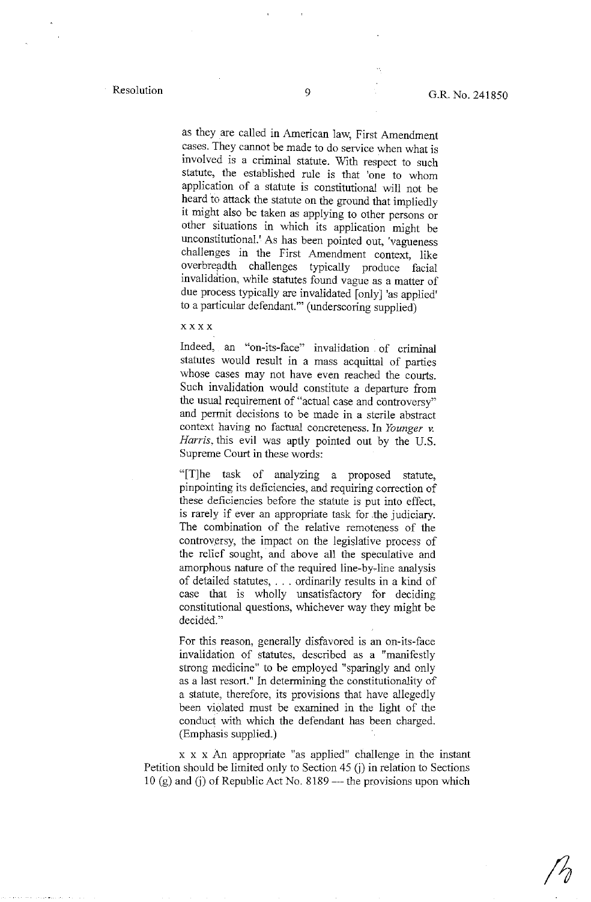> as they are called in American law, First Amendment cases. They cannot be made to do service when what is involved is a criminal statute. With respect to such statute, the established rule is that 'one to whom application of a statute is constitutional will not be heard to attack the statute on the ground that impliedly it might also be taken as applying to other persons or other situations in which its application might be unconstitutional.' As has been pointed out, 'vagueness challenges in the First Amendment context, like overbreadth challenges typically produce facial invalidation, while statutes found vague as a matter of due process typically are invalidated [only] 'as applied' to a particular defendant.'" (underscoring supplied)
>
> x x x x
>
> Indeed, an "on-its-face" invalidation of criminal statutes would result in a mass acquittal of parties whose cases may not have even reached the courts. Such invalidation would constitute a departure from the usual requirement of "actual case and controversy" and permit decisions to be made in a sterile abstract context having no factual concreteness. In *Younger v. Harris*, this evil was aptly pointed out by the U.S. Supreme Court in these words:
>
> "[T]he task of analyzing a proposed statute, pinpointing its deficiencies, and requiring correction of these deficiencies before the statute is put into effect, is rarely if ever an appropriate task for the judiciary. The combination of the relative remoteness of the controversy, the impact on the legislative process of the relief sought, and above all the speculative and amorphous nature of the required line-by-line analysis of detailed statutes, . . . ordinarily results in a kind of case that is wholly unsatisfactory for deciding constitutional questions, whichever way they might be decided."
>
> For this reason, generally disfavored is an on-its-face invalidation of statutes, described as a "manifestly strong medicine" to be employed "sparingly and only as a last resort." In determining the constitutionality of a statute, therefore, its provisions that have allegedly been violated must be examined in the light of the conduct with which the defendant has been charged. (Emphasis supplied.)

x x x An appropriate "as applied" challenge in the instant Petition should be limited only to Section 45 (j) in relation to Sections 10 (g) and (j) of Republic Act No. 8189 — the provisions upon which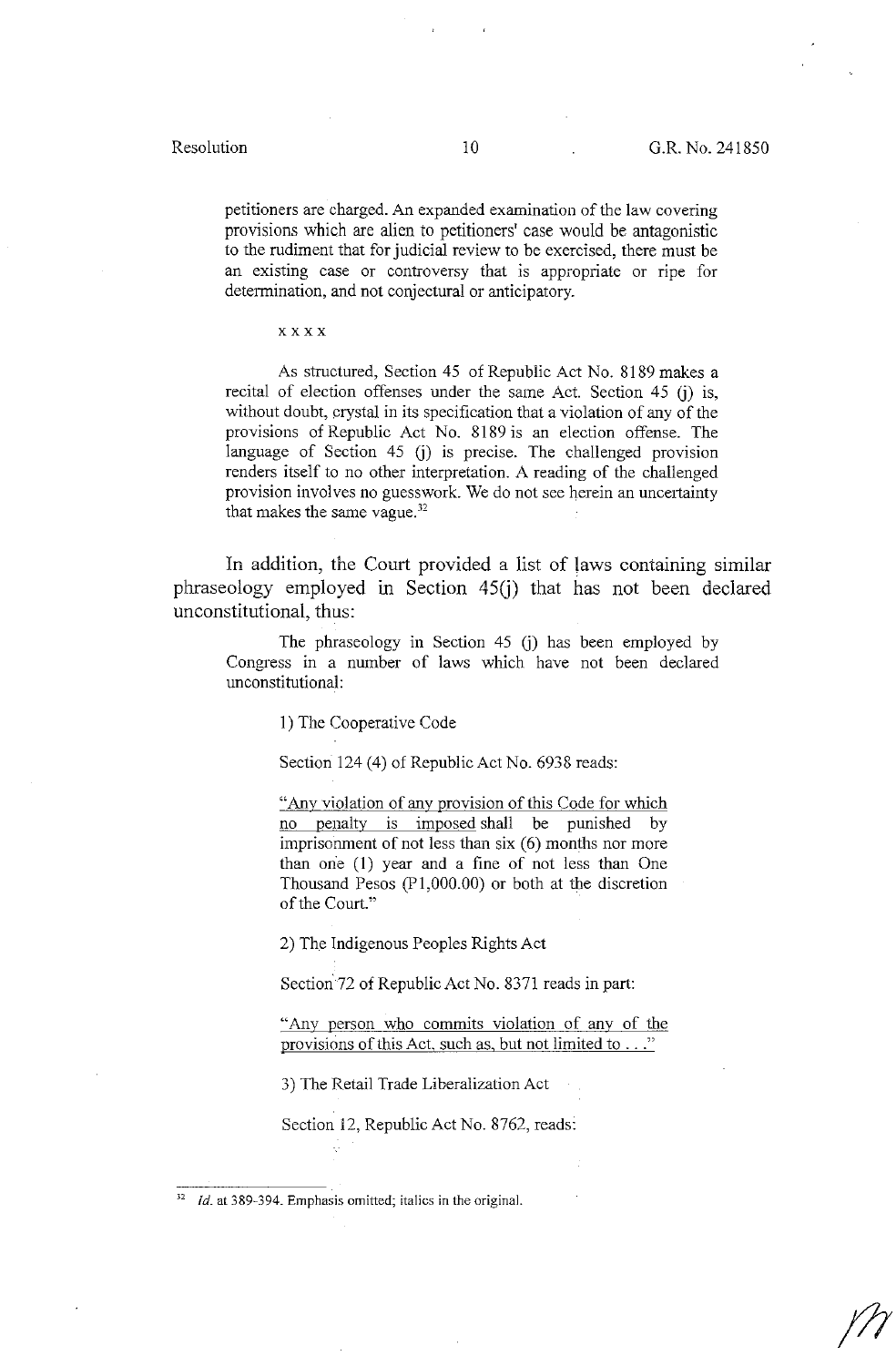petitioners are charged. An expanded examination of the law covering provisions which are alien to petitioners' case would be antagonistic to the rudiment that for judicial review to be exercised, there must be an existing case or controversy that is appropriate or ripe for determination, and not conjectural or anticipatory.

> x x x x
>
> As structured, Section 45 of Republic Act No. 8189 makes a recital of election offenses under the same Act. Section 45 (j) is, without doubt, crystal in its specification that a violation of any of the provisions of Republic Act No. 8189 is an election offense. The language of Section 45 (j) is precise. The challenged provision renders itself to no other interpretation. A reading of the challenged provision involves no guesswork. We do not see herein an uncertainty that makes the same vague.[32]

In addition, the Court provided a list of laws containing similar phraseology employed in Section 45(j) that has not been declared unconstitutional, thus:

> The phraseology in Section 45 (j) has been employed by Congress in a number of laws which have not been declared unconstitutional:
>
> 1) The Cooperative Code
>
> Section 124 (4) of Republic Act No. 6938 reads:
>
> "Any violation of any provision of this Code for which no penalty is imposed shall be punished by imprisonment of not less than six (6) months nor more than one (1) year and a fine of not less than One Thousand Pesos (P1,000.00) or both at the discretion of the Court."
>
> 2) The Indigenous Peoples Rights Act
>
> Section 72 of Republic Act No. 8371 reads in part:
>
> "Any person who commits violation of any of the provisions of this Act, such as, but not limited to . . ."
>
> 3) The Retail Trade Liberalization Act
>
> Section 12, Republic Act No. 8762, reads:

[32] *Id.* at 389-394. Emphasis omitted; italics in the original.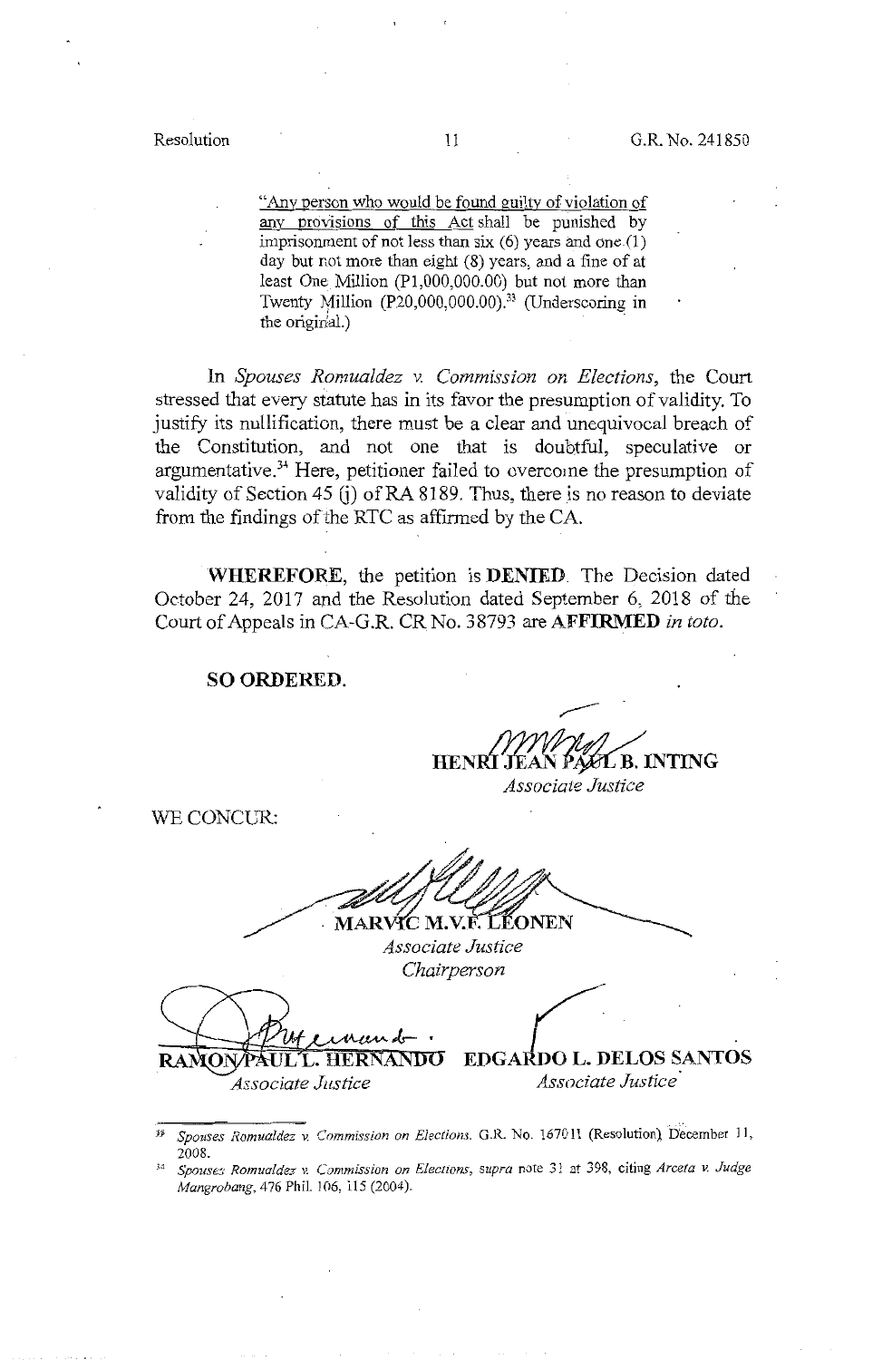> "<u>Any person who would be found guilty of violation of any provisions of this Act</u> shall be punished by imprisonment of not less than six (6) years and one (1) day but not more than eight (8) years, and a fine of at least One Million (P1,000,000.00) but not more than Twenty Million (P20,000,000.00).[33] (Underscoring in the original.)

In *Spouses Romualdez v. Commission on Elections*, the Court stressed that every statute has in its favor the presumption of validity. To justify its nullification, there must be a clear and unequivocal breach of the Constitution, and not one that is doubtful, speculative or argumentative.[34] Here, petitioner failed to overcome the presumption of validity of Section 45 (j) of RA 8189. Thus, there is no reason to deviate from the findings of the RTC as affirmed by the CA.

**WHEREFORE**, the petition is **DENIED**. The Decision dated October 24, 2017 and the Resolution dated September 6, 2018 of the Court of Appeals in CA-G.R. CR No. 38793 are **AFFIRMED** *in toto*.

**SO ORDERED.**

**HENRI JEAN PAUL B. INTING**
*Associate Justice*

WE CONCUR:

**MARVIC M.V.F. LEONEN**
*Associate Justice*
*Chairperson*

**RAMON PAUL L. HERNANDO**
*Associate Justice*

**EDGARDO L. DELOS SANTOS**
*Associate Justice*

---

[33] *Spouses Romualdez v. Commission on Elections*, G.R. No. 167011 (Resolution), December 11, 2008.

[34] *Spouses Romualdez v. Commission on Elections*, supra note 31 at 398, citing *Arceta v. Judge Mangrobang*, 476 Phil. 106, 115 (2004).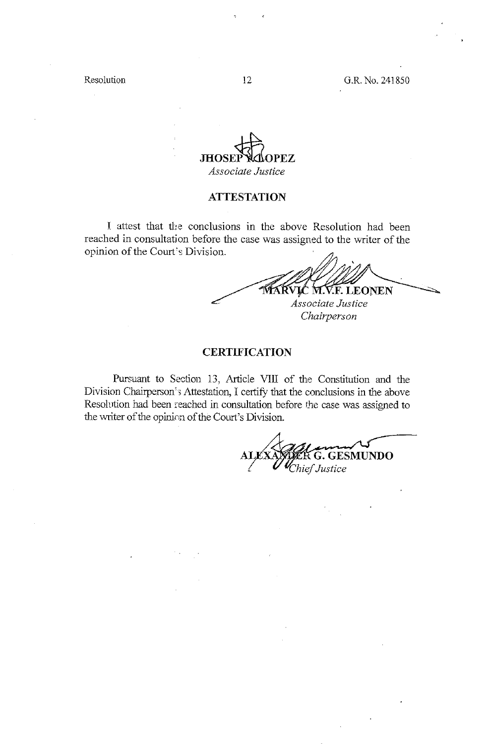**JHOSEP Y. LOPEZ**
*Associate Justice*

## ATTESTATION

I attest that the conclusions in the above Resolution had been reached in consultation before the case was assigned to the writer of the opinion of the Court's Division.

**MARVIC M.V.F. LEONEN**
*Associate Justice*
*Chairperson*

## CERTIFICATION

Pursuant to Section 13, Article VIII of the Constitution and the Division Chairperson's Attestation, I certify that the conclusions in the above Resolution had been reached in consultation before the case was assigned to the writer of the opinion of the Court's Division.

**ALEXANDER G. GESMUNDO**
*Chief Justice*